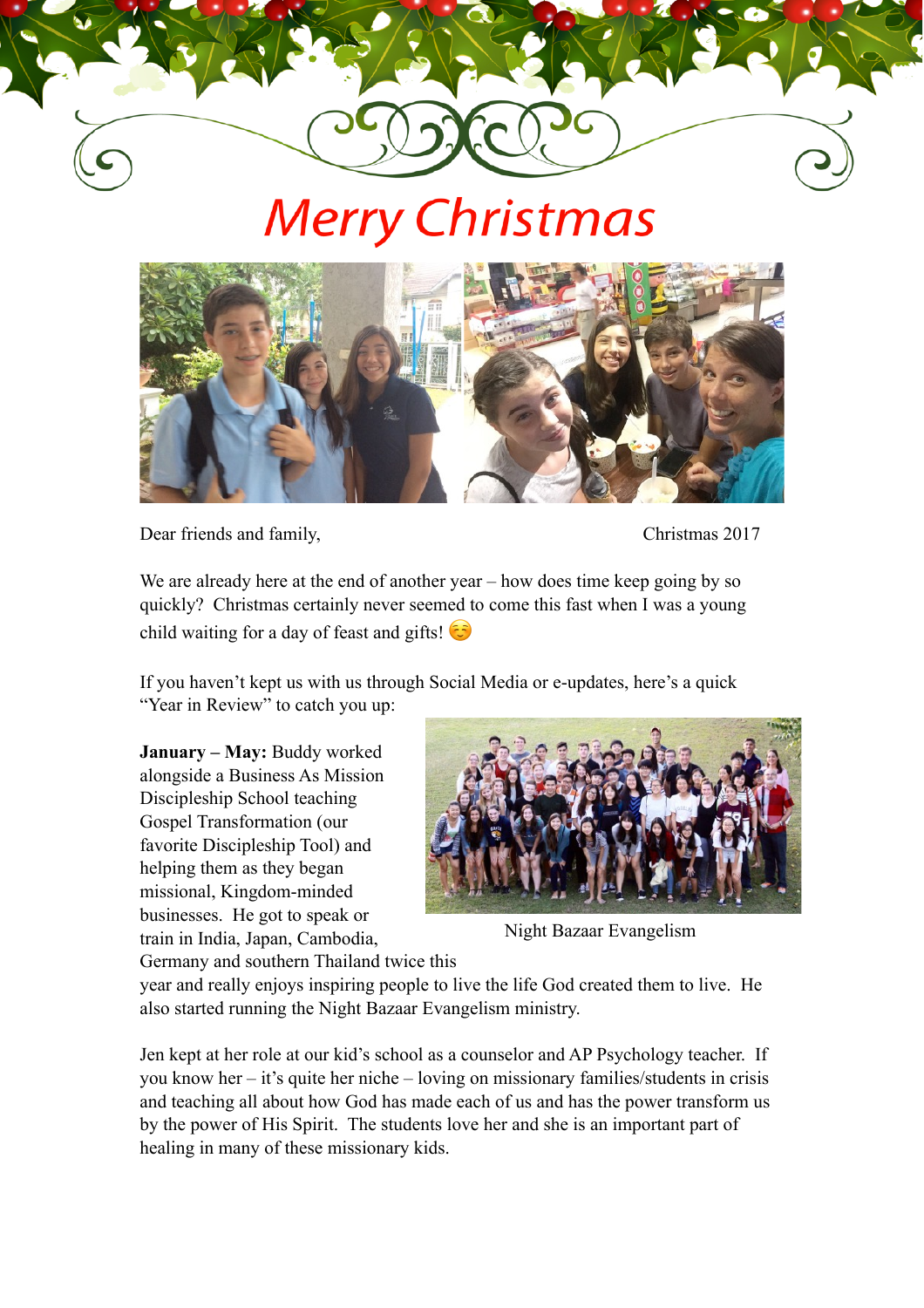# Merry Christmas

Dear friends and family, Christmas 2017

We are already here at the end of another year – how does time keep going by so quickly? Christmas certainly never seemed to come this fast when I was a young child waiting for a day of feast and gifts! ☺️

If you haven't kept us with us through Social Media or e-updates, here's a quick "Year in Review" to catch you up:

**January – May:** Buddy worked alongside a Business As Mission Discipleship School teaching Gospel Transformation (our favorite Discipleship Tool) and helping them as they began missional, Kingdom-minded businesses. He got to speak or train in India, Japan, Cambodia, Germany and southern Thailand twice this year and really enjoys inspiring people to live the life God created them to live. He also started running the Night Bazaar Evangelism ministry.

Night Bazaar Evangelism

Jen kept at her role at our kid's school as a counselor and AP Psychology teacher. If you know her – it's quite her niche – loving on missionary families/students in crisis and teaching all about how God has made each of us and has the power transform us by the power of His Spirit. The students love her and she is an important part of healing in many of these missionary kids.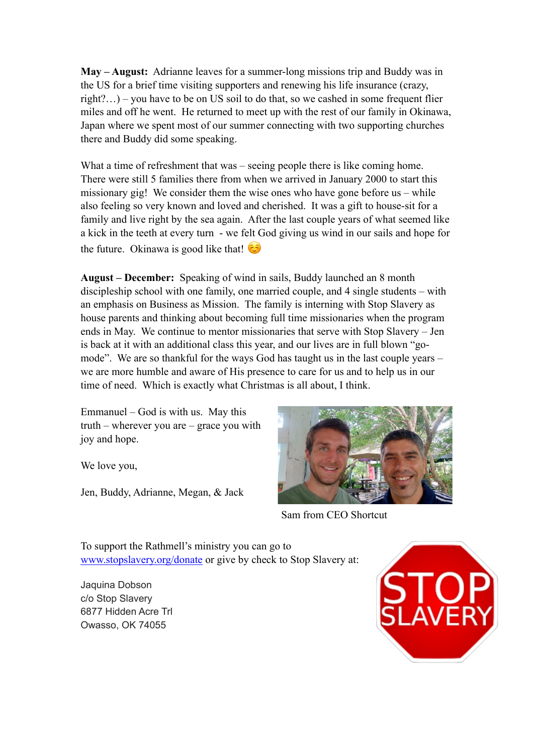**May – August:** Adrianne leaves for a summer-long missions trip and Buddy was in the US for a brief time visiting supporters and renewing his life insurance (crazy, right?…) – you have to be on US soil to do that, so we cashed in some frequent flier miles and off he went. He returned to meet up with the rest of our family in Okinawa, Japan where we spent most of our summer connecting with two supporting churches there and Buddy did some speaking.

What a time of refreshment that was – seeing people there is like coming home. There were still 5 families there from when we arrived in January 2000 to start this missionary gig! We consider them the wise ones who have gone before us – while also feeling so very known and loved and cherished. It was a gift to house-sit for a family and live right by the sea again. After the last couple years of what seemed like a kick in the teeth at every turn - we felt God giving us wind in our sails and hope for the future. Okinawa is good like that! ☺️

**August – December:** Speaking of wind in sails, Buddy launched an 8 month discipleship school with one family, one married couple, and 4 single students – with an emphasis on Business as Mission. The family is interning with Stop Slavery as house parents and thinking about becoming full time missionaries when the program ends in May. We continue to mentor missionaries that serve with Stop Slavery – Jen is back at it with an additional class this year, and our lives are in full blown "go-mode". We are so thankful for the ways God has taught us in the last couple years – we are more humble and aware of His presence to care for us and to help us in our time of need. Which is exactly what Christmas is all about, I think.

Emmanuel – God is with us. May this truth – wherever you are – grace you with joy and hope.

We love you,

Jen, Buddy, Adrianne, Megan, & Jack

Sam from CEO Shortcut

To support the Rathmell's ministry you can go to www.stopslavery.org/donate or give by check to Stop Slavery at:

Jaquina Dobson
c/o Stop Slavery
6877 Hidden Acre Trl
Owasso, OK 74055

STOP SLAVERY